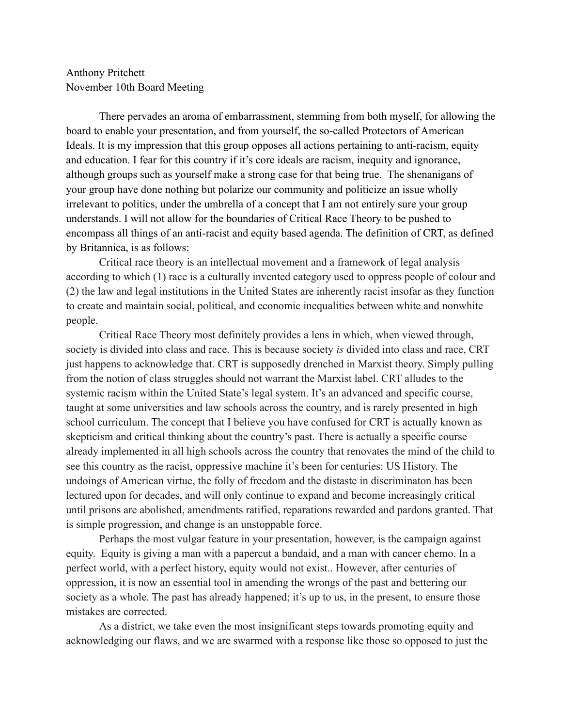Anthony Pritchett
November 10th Board Meeting

There pervades an aroma of embarrassment, stemming from both myself, for allowing the board to enable your presentation, and from yourself, the so-called Protectors of American Ideals. It is my impression that this group opposes all actions pertaining to anti-racism, equity and education. I fear for this country if it's core ideals are racism, inequity and ignorance, although groups such as yourself make a strong case for that being true. The shenanigans of your group have done nothing but polarize our community and politicize an issue wholly irrelevant to politics, under the umbrella of a concept that I am not entirely sure your group understands. I will not allow for the boundaries of Critical Race Theory to be pushed to encompass all things of an anti-racist and equity based agenda. The definition of CRT, as defined by Britannica, is as follows:

Critical race theory is an intellectual movement and a framework of legal analysis according to which (1) race is a culturally invented category used to oppress people of colour and (2) the law and legal institutions in the United States are inherently racist insofar as they function to create and maintain social, political, and economic inequalities between white and nonwhite people.

Critical Race Theory most definitely provides a lens in which, when viewed through, society is divided into class and race. This is because society *is* divided into class and race, CRT just happens to acknowledge that. CRT is supposedly drenched in Marxist theory. Simply pulling from the notion of class struggles should not warrant the Marxist label. CRT alludes to the systemic racism within the United State's legal system. It's an advanced and specific course, taught at some universities and law schools across the country, and is rarely presented in high school curriculum. The concept that I believe you have confused for CRT is actually known as skepticism and critical thinking about the country's past. There is actually a specific course already implemented in all high schools across the country that renovates the mind of the child to see this country as the racist, oppressive machine it's been for centuries: US History. The undoings of American virtue, the folly of freedom and the distaste in discriminaton has been lectured upon for decades, and will only continue to expand and become increasingly critical until prisons are abolished, amendments ratified, reparations rewarded and pardons granted. That is simple progression, and change is an unstoppable force.

Perhaps the most vulgar feature in your presentation, however, is the campaign against equity. Equity is giving a man with a papercut a bandaid, and a man with cancer chemo. In a perfect world, with a perfect history, equity would not exist.. However, after centuries of oppression, it is now an essential tool in amending the wrongs of the past and bettering our society as a whole. The past has already happened; it's up to us, in the present, to ensure those mistakes are corrected.

As a district, we take even the most insignificant steps towards promoting equity and acknowledging our flaws, and we are swarmed with a response like those so opposed to just the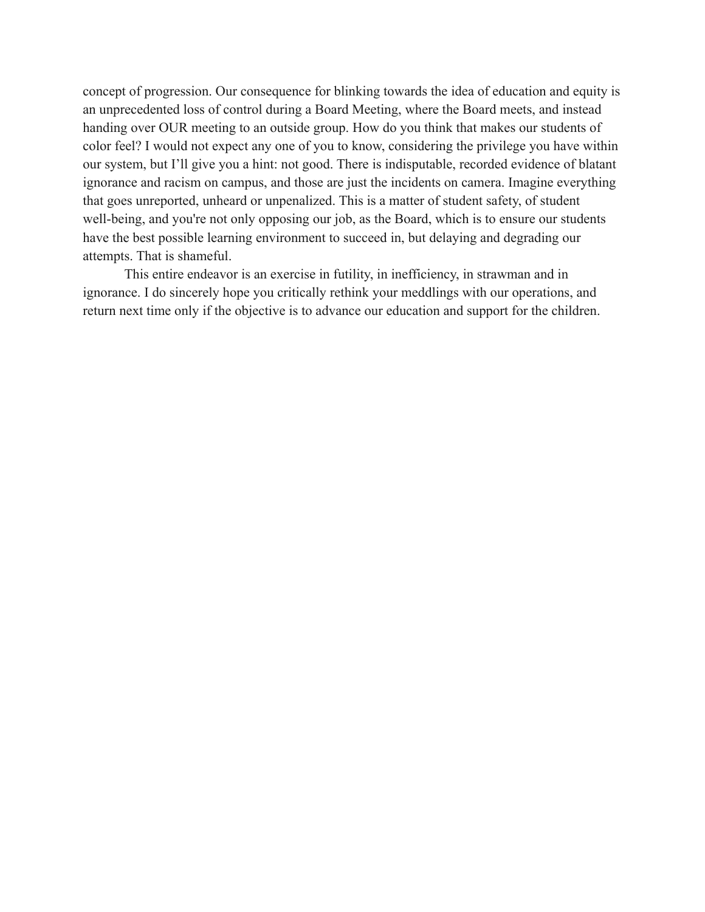concept of progression. Our consequence for blinking towards the idea of education and equity is an unprecedented loss of control during a Board Meeting, where the Board meets, and instead handing over OUR meeting to an outside group. How do you think that makes our students of color feel? I would not expect any one of you to know, considering the privilege you have within our system, but I'll give you a hint: not good. There is indisputable, recorded evidence of blatant ignorance and racism on campus, and those are just the incidents on camera. Imagine everything that goes unreported, unheard or unpenalized. This is a matter of student safety, of student well-being, and you're not only opposing our job, as the Board, which is to ensure our students have the best possible learning environment to succeed in, but delaying and degrading our attempts. That is shameful.

This entire endeavor is an exercise in futility, in inefficiency, in strawman and in ignorance. I do sincerely hope you critically rethink your meddlings with our operations, and return next time only if the objective is to advance our education and support for the children.